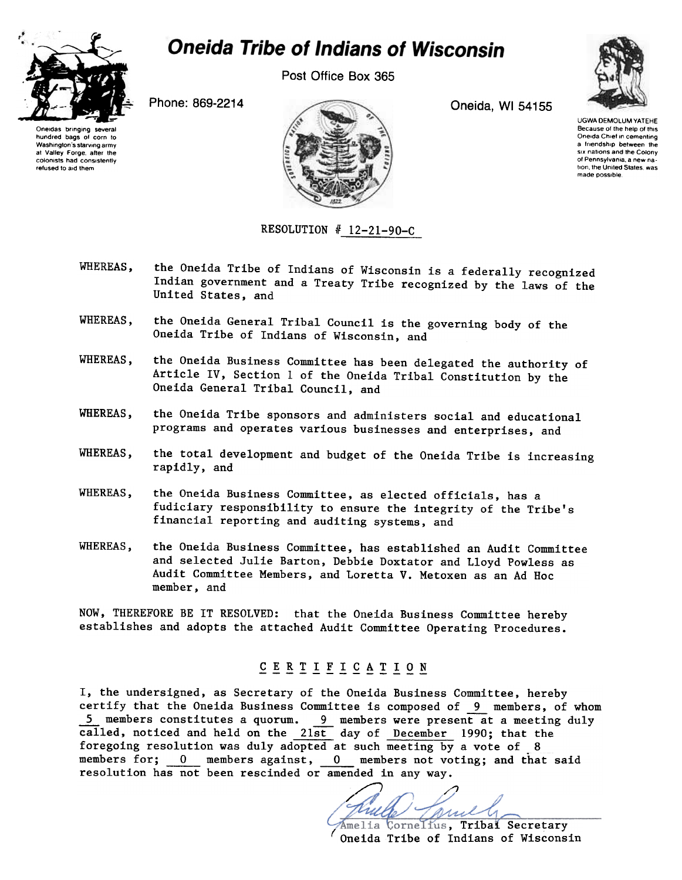# Oneida Tribe of Indians of Wisconsin

Post Office Box 365

Phone: 869-2214

Oneida, WI 54155

Oneidas bringing several hundred bags of corn to Washington's starving army at Valley Forge, after the colonists had consistently refused to aid them

UGWA DEMOLUM YATEHE
Because of the help of this Oneida Chief in cementing a friendship between the six nations and the Colony of Pennsylvania, a new nation, the United States, was made possible.

RESOLUTION # 12-21-90-C

WHEREAS, the Oneida Tribe of Indians of Wisconsin is a federally recognized Indian government and a Treaty Tribe recognized by the laws of the United States, and

WHEREAS, the Oneida General Tribal Council is the governing body of the Oneida Tribe of Indians of Wisconsin, and

WHEREAS, the Oneida Business Committee has been delegated the authority of Article IV, Section 1 of the Oneida Tribal Constitution by the Oneida General Tribal Council, and

WHEREAS, the Oneida Tribe sponsors and administers social and educational programs and operates various businesses and enterprises, and

WHEREAS, the total development and budget of the Oneida Tribe is increasing rapidly, and

WHEREAS, the Oneida Business Committee, as elected officials, has a fudiciary responsibility to ensure the integrity of the Tribe's financial reporting and auditing systems, and

WHEREAS, the Oneida Business Committee, has established an Audit Committee and selected Julie Barton, Debbie Doxtator and Lloyd Powless as Audit Committee Members, and Loretta V. Metoxen as an Ad Hoc member, and

NOW, THEREFORE BE IT RESOLVED: that the Oneida Business Committee hereby establishes and adopts the attached Audit Committee Operating Procedures.

## CERTIFICATION

I, the undersigned, as Secretary of the Oneida Business Committee, hereby certify that the Oneida Business Committee is composed of 9 members, of whom 5 members constitutes a quorum. 9 members were present at a meeting duly called, noticed and held on the 21st day of December 1990; that the foregoing resolution was duly adopted at such meeting by a vote of 8 members for; 0 members against, 0 members not voting; and that said resolution has not been rescinded or amended in any way.

Amelia Cornelius, Tribal Secretary
Oneida Tribe of Indians of Wisconsin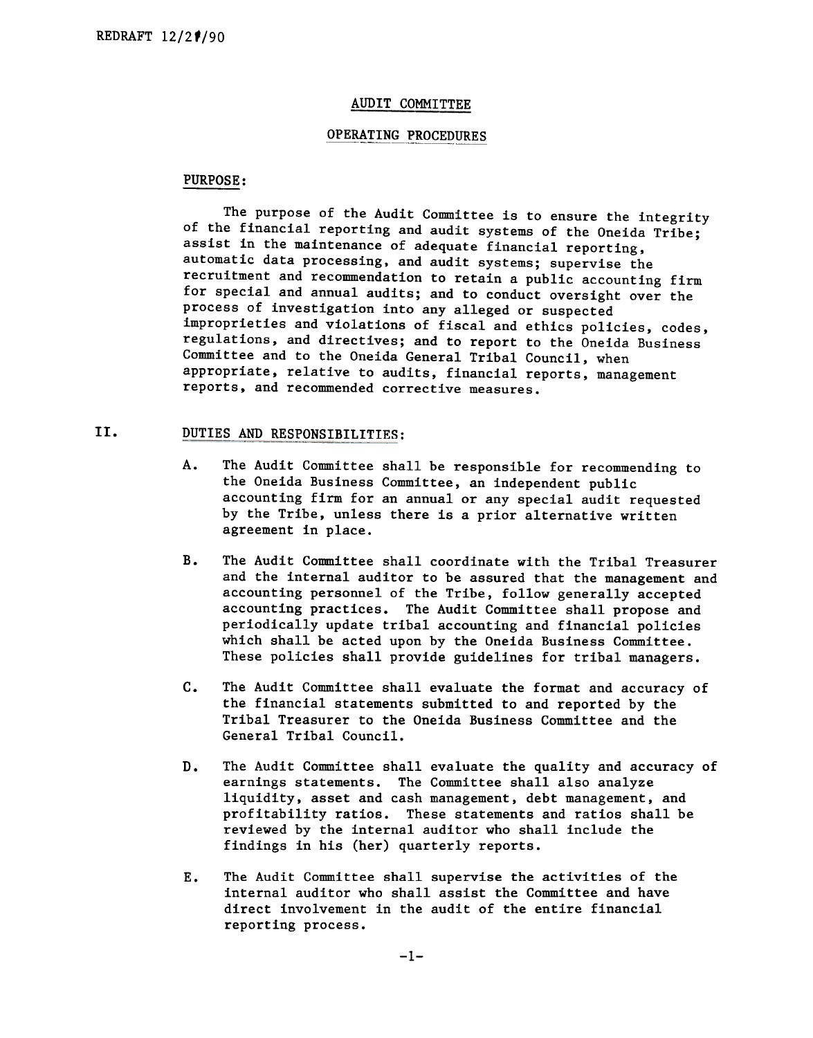REDRAFT 12/21/90

# AUDIT COMMITTEE

## OPERATING PROCEDURES

### PURPOSE:

The purpose of the Audit Committee is to ensure the integrity of the financial reporting and audit systems of the Oneida Tribe; assist in the maintenance of adequate financial reporting, automatic data processing, and audit systems; supervise the recruitment and recommendation to retain a public accounting firm for special and annual audits; and to conduct oversight over the process of investigation into any alleged or suspected improprieties and violations of fiscal and ethics policies, codes, regulations, and directives; and to report to the Oneida Business Committee and to the Oneida General Tribal Council, when appropriate, relative to audits, financial reports, management reports, and recommended corrective measures.

### II. DUTIES AND RESPONSIBILITIES:

A. The Audit Committee shall be responsible for recommending to the Oneida Business Committee, an independent public accounting firm for an annual or any special audit requested by the Tribe, unless there is a prior alternative written agreement in place.

B. The Audit Committee shall coordinate with the Tribal Treasurer and the internal auditor to be assured that the management and accounting personnel of the Tribe, follow generally accepted accounting practices. The Audit Committee shall propose and periodically update tribal accounting and financial policies which shall be acted upon by the Oneida Business Committee. These policies shall provide guidelines for tribal managers.

C. The Audit Committee shall evaluate the format and accuracy of the financial statements submitted to and reported by the Tribal Treasurer to the Oneida Business Committee and the General Tribal Council.

D. The Audit Committee shall evaluate the quality and accuracy of earnings statements. The Committee shall also analyze liquidity, asset and cash management, debt management, and profitability ratios. These statements and ratios shall be reviewed by the internal auditor who shall include the findings in his (her) quarterly reports.

E. The Audit Committee shall supervise the activities of the internal auditor who shall assist the Committee and have direct involvement in the audit of the entire financial reporting process.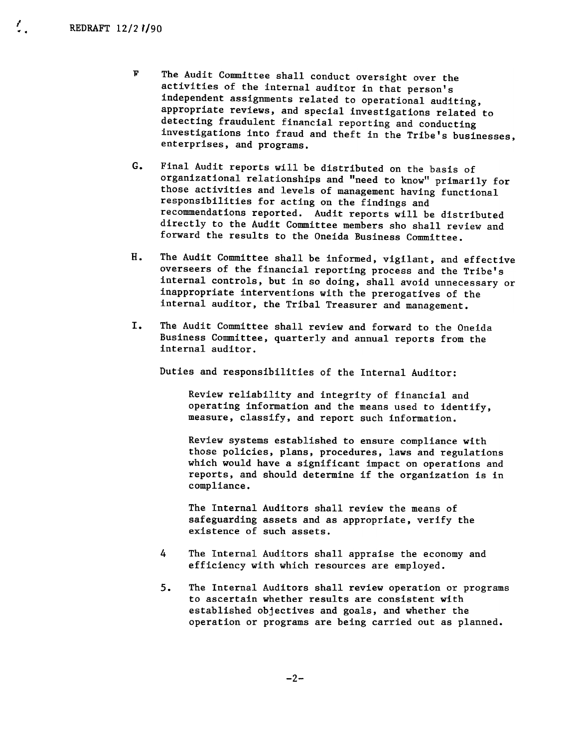REDRAFT 12/21/90

F The Audit Committee shall conduct oversight over the activities of the internal auditor in that person's independent assignments related to operational auditing, appropriate reviews, and special investigations related to detecting fraudulent financial reporting and conducting investigations into fraud and theft in the Tribe's businesses, enterprises, and programs.

G. Final Audit reports will be distributed on the basis of organizational relationships and "need to know" primarily for those activities and levels of management having functional responsibilities for acting on the findings and recommendations reported. Audit reports will be distributed directly to the Audit Committee members sho shall review and forward the results to the Oneida Business Committee.

H. The Audit Committee shall be informed, vigilant, and effective overseers of the financial reporting process and the Tribe's internal controls, but in so doing, shall avoid unnecessary or inappropriate interventions with the prerogatives of the internal auditor, the Tribal Treasurer and management.

I. The Audit Committee shall review and forward to the Oneida Business Committee, quarterly and annual reports from the internal auditor.

Duties and responsibilities of the Internal Auditor:

Review reliability and integrity of financial and operating information and the means used to identify, measure, classify, and report such information.

Review systems established to ensure compliance with those policies, plans, procedures, laws and regulations which would have a significant impact on operations and reports, and should determine if the organization is in compliance.

The Internal Auditors shall review the means of safeguarding assets and as appropriate, verify the existence of such assets.

4 The Internal Auditors shall appraise the economy and efficiency with which resources are employed.

5. The Internal Auditors shall review operation or programs to ascertain whether results are consistent with established objectives and goals, and whether the operation or programs are being carried out as planned.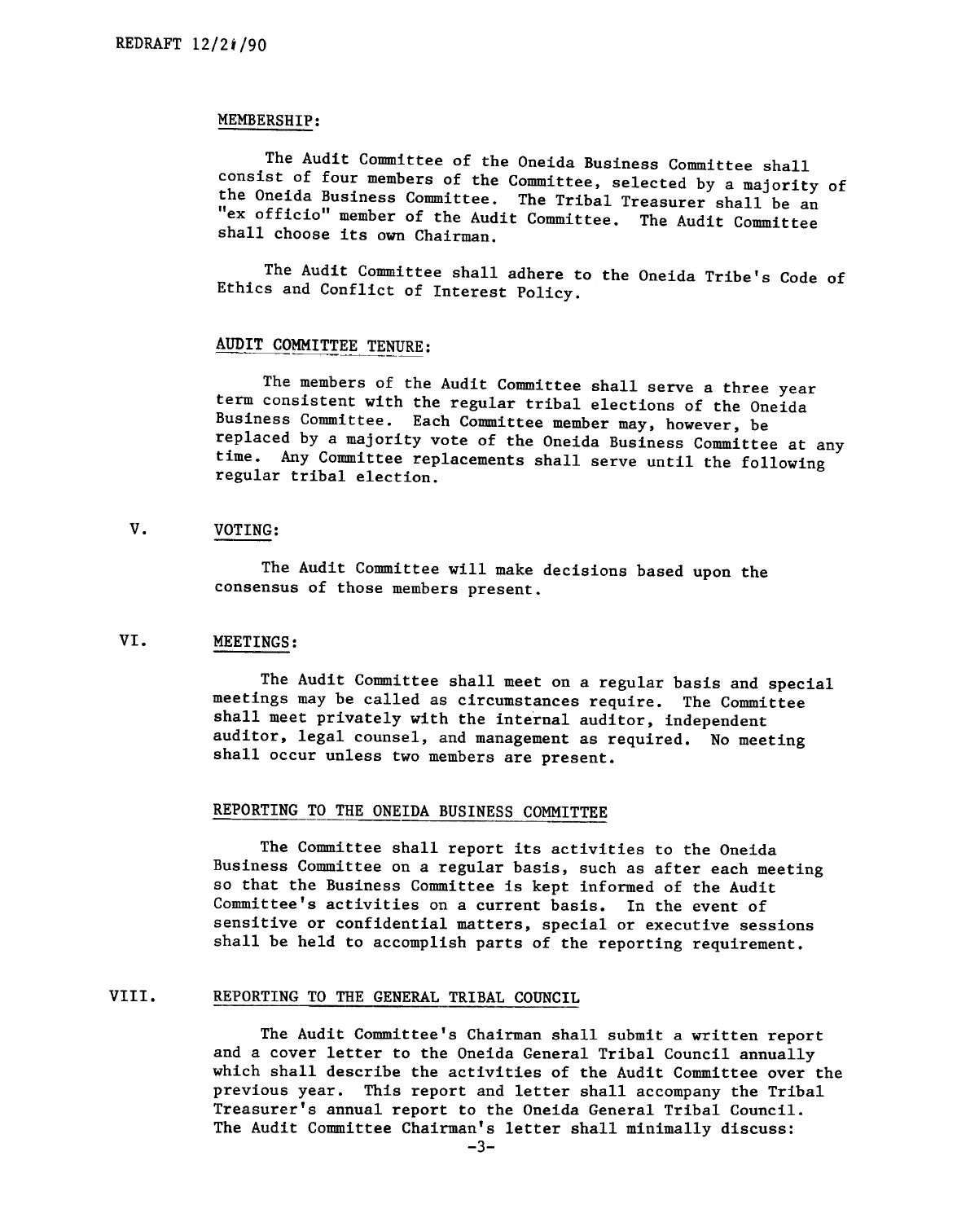REDRAFT 12/21/90

MEMBERSHIP:

The Audit Committee of the Oneida Business Committee shall consist of four members of the Committee, selected by a majority of the Oneida Business Committee. The Tribal Treasurer shall be an "ex officio" member of the Audit Committee. The Audit Committee shall choose its own Chairman.

The Audit Committee shall adhere to the Oneida Tribe's Code of Ethics and Conflict of Interest Policy.

AUDIT COMMITTEE TENURE:

The members of the Audit Committee shall serve a three year term consistent with the regular tribal elections of the Oneida Business Committee. Each Committee member may, however, be replaced by a majority vote of the Oneida Business Committee at any time. Any Committee replacements shall serve until the following regular tribal election.

V. VOTING:

The Audit Committee will make decisions based upon the consensus of those members present.

VI. MEETINGS:

The Audit Committee shall meet on a regular basis and special meetings may be called as circumstances require. The Committee shall meet privately with the internal auditor, independent auditor, legal counsel, and management as required. No meeting shall occur unless two members are present.

REPORTING TO THE ONEIDA BUSINESS COMMITTEE

The Committee shall report its activities to the Oneida Business Committee on a regular basis, such as after each meeting so that the Business Committee is kept informed of the Audit Committee's activities on a current basis. In the event of sensitive or confidential matters, special or executive sessions shall be held to accomplish parts of the reporting requirement.

VIII. REPORTING TO THE GENERAL TRIBAL COUNCIL

The Audit Committee's Chairman shall submit a written report and a cover letter to the Oneida General Tribal Council annually which shall describe the activities of the Audit Committee over the previous year. This report and letter shall accompany the Tribal Treasurer's annual report to the Oneida General Tribal Council. The Audit Committee Chairman's letter shall minimally discuss: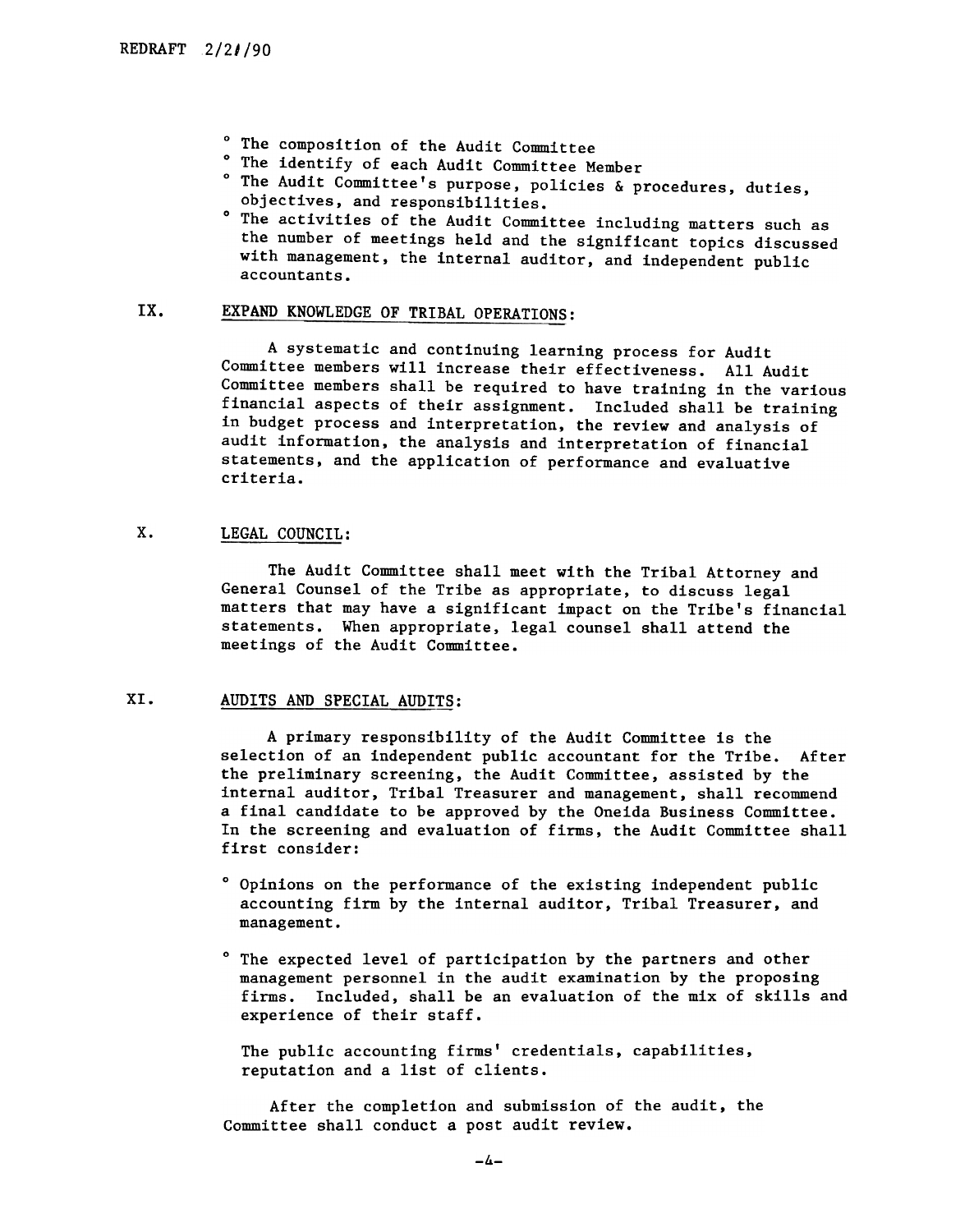- The composition of the Audit Committee
- The identify of each Audit Committee Member
- The Audit Committee's purpose, policies & procedures, duties, objectives, and responsibilities.
- The activities of the Audit Committee including matters such as the number of meetings held and the significant topics discussed with management, the internal auditor, and independent public accountants.

## IX. EXPAND KNOWLEDGE OF TRIBAL OPERATIONS:

A systematic and continuing learning process for Audit Committee members will increase their effectiveness. All Audit Committee members shall be required to have training in the various financial aspects of their assignment. Included shall be training in budget process and interpretation, the review and analysis of audit information, the analysis and interpretation of financial statements, and the application of performance and evaluative criteria.

## X. LEGAL COUNCIL:

The Audit Committee shall meet with the Tribal Attorney and General Counsel of the Tribe as appropriate, to discuss legal matters that may have a significant impact on the Tribe's financial statements. When appropriate, legal counsel shall attend the meetings of the Audit Committee.

## XI. AUDITS AND SPECIAL AUDITS:

A primary responsibility of the Audit Committee is the selection of an independent public accountant for the Tribe. After the preliminary screening, the Audit Committee, assisted by the internal auditor, Tribal Treasurer and management, shall recommend a final candidate to be approved by the Oneida Business Committee. In the screening and evaluation of firms, the Audit Committee shall first consider:

- Opinions on the performance of the existing independent public accounting firm by the internal auditor, Tribal Treasurer, and management.
- The expected level of participation by the partners and other management personnel in the audit examination by the proposing firms. Included, shall be an evaluation of the mix of skills and experience of their staff.

  The public accounting firms' credentials, capabilities, reputation and a list of clients.

After the completion and submission of the audit, the Committee shall conduct a post audit review.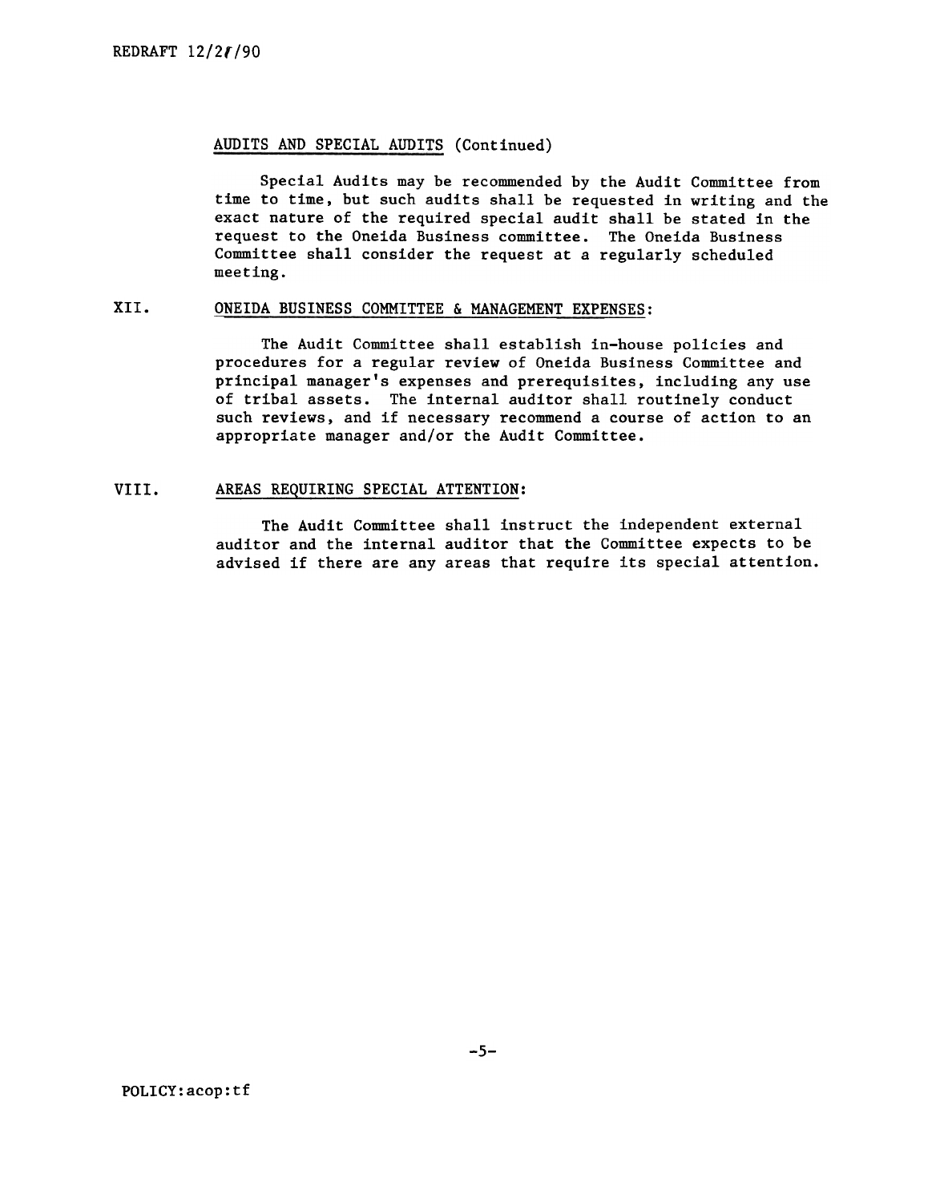## AUDITS AND SPECIAL AUDITS (Continued)

Special Audits may be recommended by the Audit Committee from time to time, but such audits shall be requested in writing and the exact nature of the required special audit shall be stated in the request to the Oneida Business committee. The Oneida Business Committee shall consider the request at a regularly scheduled meeting.

## XII. ONEIDA BUSINESS COMMITTEE & MANAGEMENT EXPENSES:

The Audit Committee shall establish in-house policies and procedures for a regular review of Oneida Business Committee and principal manager's expenses and prerequisites, including any use of tribal assets. The internal auditor shall routinely conduct such reviews, and if necessary recommend a course of action to an appropriate manager and/or the Audit Committee.

## VIII. AREAS REQUIRING SPECIAL ATTENTION:

The Audit Committee shall instruct the independent external auditor and the internal auditor that the Committee expects to be advised if there are any areas that require its special attention.

POLICY:acop:tf